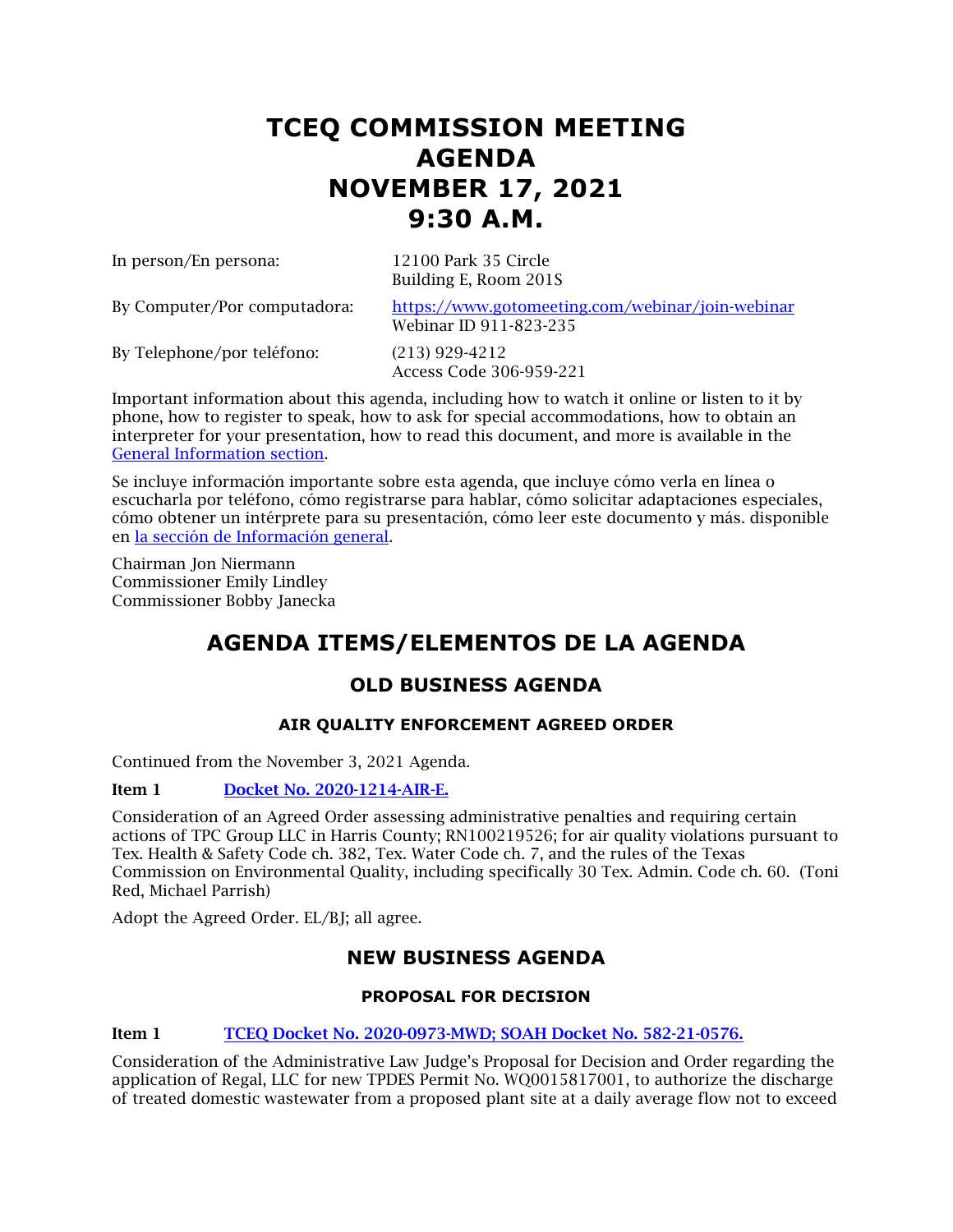# TCEQ COMMISSION MEETING AGENDA NOVEMBER 17, 2021 9:30 A.M.

| | |
|---|---|
| In person/En persona: | 12100 Park 35 Circle<br>Building E, Room 201S |
| By Computer/Por computadora: | https://www.gotomeeting.com/webinar/join-webinar<br>Webinar ID 911-823-235 |
| By Telephone/por teléfono: | (213) 929-4212<br>Access Code 306-959-221 |

Important information about this agenda, including how to watch it online or listen to it by phone, how to register to speak, how to ask for special accommodations, how to obtain an interpreter for your presentation, how to read this document, and more is available in the General Information section.

Se incluye información importante sobre esta agenda, que incluye cómo verla en línea o escucharla por teléfono, cómo registrarse para hablar, cómo solicitar adaptaciones especiales, cómo obtener un intérprete para su presentación, cómo leer este documento y más. disponible en la sección de Información general.

Chairman Jon Niermann
Commissioner Emily Lindley
Commissioner Bobby Janecka

## AGENDA ITEMS/ELEMENTOS DE LA AGENDA

### OLD BUSINESS AGENDA

#### AIR QUALITY ENFORCEMENT AGREED ORDER

Continued from the November 3, 2021 Agenda.

**Item 1** Docket No. 2020-1214-AIR-E.

Consideration of an Agreed Order assessing administrative penalties and requiring certain actions of TPC Group LLC in Harris County; RN100219526; for air quality violations pursuant to Tex. Health & Safety Code ch. 382, Tex. Water Code ch. 7, and the rules of the Texas Commission on Environmental Quality, including specifically 30 Tex. Admin. Code ch. 60. (Toni Red, Michael Parrish)

Adopt the Agreed Order. EL/BJ; all agree.

### NEW BUSINESS AGENDA

#### PROPOSAL FOR DECISION

**Item 1** TCEQ Docket No. 2020-0973-MWD; SOAH Docket No. 582-21-0576.

Consideration of the Administrative Law Judge's Proposal for Decision and Order regarding the application of Regal, LLC for new TPDES Permit No. WQ0015817001, to authorize the discharge of treated domestic wastewater from a proposed plant site at a daily average flow not to exceed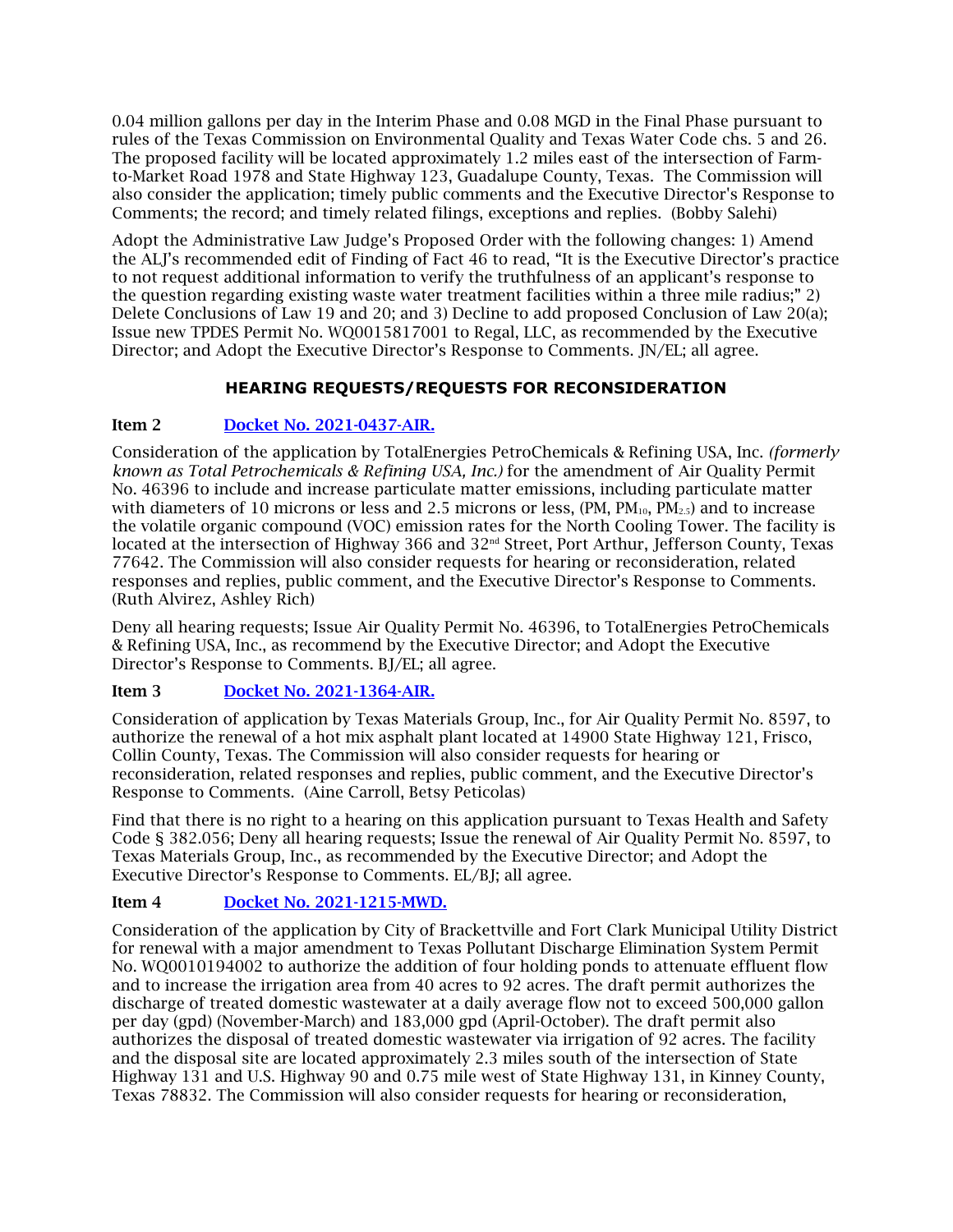0.04 million gallons per day in the Interim Phase and 0.08 MGD in the Final Phase pursuant to rules of the Texas Commission on Environmental Quality and Texas Water Code chs. 5 and 26. The proposed facility will be located approximately 1.2 miles east of the intersection of Farm-to-Market Road 1978 and State Highway 123, Guadalupe County, Texas. The Commission will also consider the application; timely public comments and the Executive Director's Response to Comments; the record; and timely related filings, exceptions and replies. (Bobby Salehi)

Adopt the Administrative Law Judge's Proposed Order with the following changes: 1) Amend the ALJ's recommended edit of Finding of Fact 46 to read, "It is the Executive Director's practice to not request additional information to verify the truthfulness of an applicant's response to the question regarding existing waste water treatment facilities within a three mile radius;" 2) Delete Conclusions of Law 19 and 20; and 3) Decline to add proposed Conclusion of Law 20(a); Issue new TPDES Permit No. WQ0015817001 to Regal, LLC, as recommended by the Executive Director; and Adopt the Executive Director's Response to Comments. JN/EL; all agree.

## HEARING REQUESTS/REQUESTS FOR RECONSIDERATION

**Item 2** [Docket No. 2021-0437-AIR.]

Consideration of the application by TotalEnergies PetroChemicals & Refining USA, Inc. *(formerly known as Total Petrochemicals & Refining USA, Inc.)* for the amendment of Air Quality Permit No. 46396 to include and increase particulate matter emissions, including particulate matter with diameters of 10 microns or less and 2.5 microns or less, (PM, $PM_{10}$, $PM_{2.5}$) and to increase the volatile organic compound (VOC) emission rates for the North Cooling Tower. The facility is located at the intersection of Highway 366 and 32nd Street, Port Arthur, Jefferson County, Texas 77642. The Commission will also consider requests for hearing or reconsideration, related responses and replies, public comment, and the Executive Director's Response to Comments. (Ruth Alvirez, Ashley Rich)

Deny all hearing requests; Issue Air Quality Permit No. 46396, to TotalEnergies PetroChemicals & Refining USA, Inc., as recommend by the Executive Director; and Adopt the Executive Director's Response to Comments. BJ/EL; all agree.

**Item 3** [Docket No. 2021-1364-AIR.]

Consideration of application by Texas Materials Group, Inc., for Air Quality Permit No. 8597, to authorize the renewal of a hot mix asphalt plant located at 14900 State Highway 121, Frisco, Collin County, Texas. The Commission will also consider requests for hearing or reconsideration, related responses and replies, public comment, and the Executive Director's Response to Comments. (Aine Carroll, Betsy Peticolas)

Find that there is no right to a hearing on this application pursuant to Texas Health and Safety Code § 382.056; Deny all hearing requests; Issue the renewal of Air Quality Permit No. 8597, to Texas Materials Group, Inc., as recommended by the Executive Director; and Adopt the Executive Director's Response to Comments. EL/BJ; all agree.

**Item 4** [Docket No. 2021-1215-MWD.]

Consideration of the application by City of Brackettville and Fort Clark Municipal Utility District for renewal with a major amendment to Texas Pollutant Discharge Elimination System Permit No. WQ0010194002 to authorize the addition of four holding ponds to attenuate effluent flow and to increase the irrigation area from 40 acres to 92 acres. The draft permit authorizes the discharge of treated domestic wastewater at a daily average flow not to exceed 500,000 gallon per day (gpd) (November-March) and 183,000 gpd (April-October). The draft permit also authorizes the disposal of treated domestic wastewater via irrigation of 92 acres. The facility and the disposal site are located approximately 2.3 miles south of the intersection of State Highway 131 and U.S. Highway 90 and 0.75 mile west of State Highway 131, in Kinney County, Texas 78832. The Commission will also consider requests for hearing or reconsideration,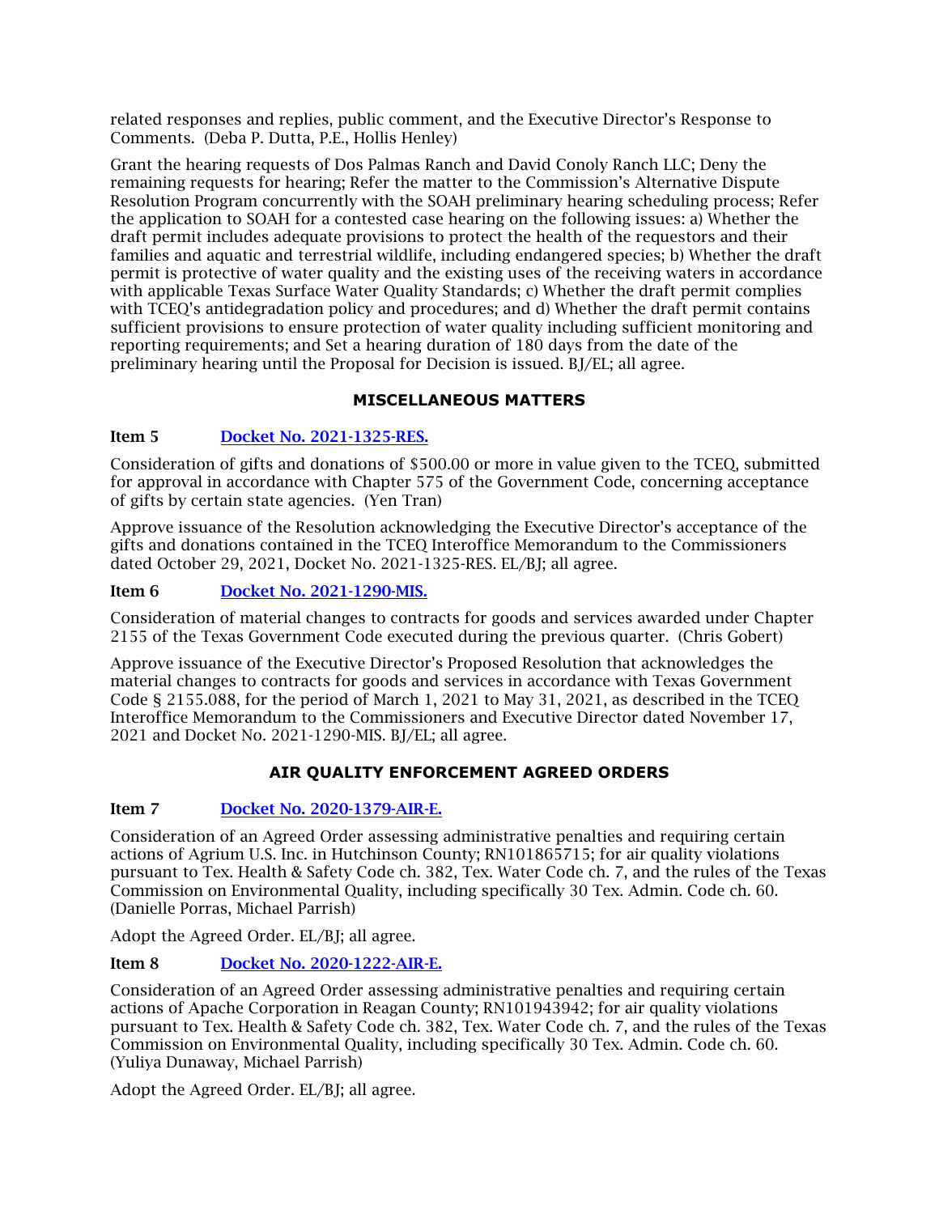related responses and replies, public comment, and the Executive Director's Response to Comments. (Deba P. Dutta, P.E., Hollis Henley)

Grant the hearing requests of Dos Palmas Ranch and David Conoly Ranch LLC; Deny the remaining requests for hearing; Refer the matter to the Commission's Alternative Dispute Resolution Program concurrently with the SOAH preliminary hearing scheduling process; Refer the application to SOAH for a contested case hearing on the following issues: a) Whether the draft permit includes adequate provisions to protect the health of the requestors and their families and aquatic and terrestrial wildlife, including endangered species; b) Whether the draft permit is protective of water quality and the existing uses of the receiving waters in accordance with applicable Texas Surface Water Quality Standards; c) Whether the draft permit complies with TCEQ's antidegradation policy and procedures; and d) Whether the draft permit contains sufficient provisions to ensure protection of water quality including sufficient monitoring and reporting requirements; and Set a hearing duration of 180 days from the date of the preliminary hearing until the Proposal for Decision is issued. BJ/EL; all agree.

## MISCELLANEOUS MATTERS

**Item 5** Docket No. 2021-1325-RES.

Consideration of gifts and donations of $500.00 or more in value given to the TCEQ, submitted for approval in accordance with Chapter 575 of the Government Code, concerning acceptance of gifts by certain state agencies. (Yen Tran)

Approve issuance of the Resolution acknowledging the Executive Director's acceptance of the gifts and donations contained in the TCEQ Interoffice Memorandum to the Commissioners dated October 29, 2021, Docket No. 2021-1325-RES. EL/BJ; all agree.

**Item 6** Docket No. 2021-1290-MIS.

Consideration of material changes to contracts for goods and services awarded under Chapter 2155 of the Texas Government Code executed during the previous quarter. (Chris Gobert)

Approve issuance of the Executive Director's Proposed Resolution that acknowledges the material changes to contracts for goods and services in accordance with Texas Government Code § 2155.088, for the period of March 1, 2021 to May 31, 2021, as described in the TCEQ Interoffice Memorandum to the Commissioners and Executive Director dated November 17, 2021 and Docket No. 2021-1290-MIS. BJ/EL; all agree.

## AIR QUALITY ENFORCEMENT AGREED ORDERS

**Item 7** Docket No. 2020-1379-AIR-E.

Consideration of an Agreed Order assessing administrative penalties and requiring certain actions of Agrium U.S. Inc. in Hutchinson County; RN101865715; for air quality violations pursuant to Tex. Health & Safety Code ch. 382, Tex. Water Code ch. 7, and the rules of the Texas Commission on Environmental Quality, including specifically 30 Tex. Admin. Code ch. 60. (Danielle Porras, Michael Parrish)

Adopt the Agreed Order. EL/BJ; all agree.

**Item 8** Docket No. 2020-1222-AIR-E.

Consideration of an Agreed Order assessing administrative penalties and requiring certain actions of Apache Corporation in Reagan County; RN101943942; for air quality violations pursuant to Tex. Health & Safety Code ch. 382, Tex. Water Code ch. 7, and the rules of the Texas Commission on Environmental Quality, including specifically 30 Tex. Admin. Code ch. 60. (Yuliya Dunaway, Michael Parrish)

Adopt the Agreed Order. EL/BJ; all agree.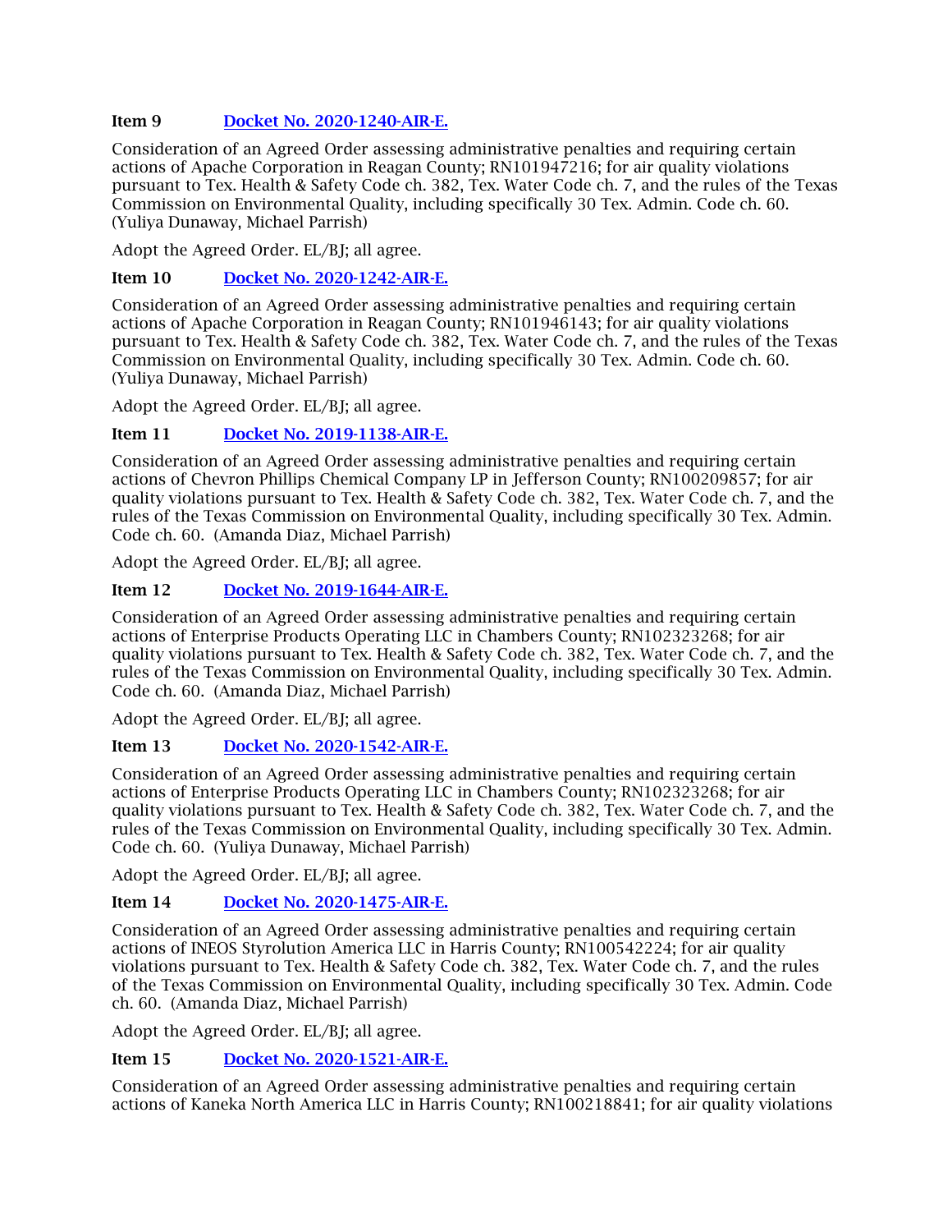**Item 9** [Docket No. 2020-1240-AIR-E.]

Consideration of an Agreed Order assessing administrative penalties and requiring certain actions of Apache Corporation in Reagan County; RN101947216; for air quality violations pursuant to Tex. Health & Safety Code ch. 382, Tex. Water Code ch. 7, and the rules of the Texas Commission on Environmental Quality, including specifically 30 Tex. Admin. Code ch. 60. (Yuliya Dunaway, Michael Parrish)

Adopt the Agreed Order. EL/BJ; all agree.

**Item 10** [Docket No. 2020-1242-AIR-E.]

Consideration of an Agreed Order assessing administrative penalties and requiring certain actions of Apache Corporation in Reagan County; RN101946143; for air quality violations pursuant to Tex. Health & Safety Code ch. 382, Tex. Water Code ch. 7, and the rules of the Texas Commission on Environmental Quality, including specifically 30 Tex. Admin. Code ch. 60. (Yuliya Dunaway, Michael Parrish)

Adopt the Agreed Order. EL/BJ; all agree.

**Item 11** [Docket No. 2019-1138-AIR-E.]

Consideration of an Agreed Order assessing administrative penalties and requiring certain actions of Chevron Phillips Chemical Company LP in Jefferson County; RN100209857; for air quality violations pursuant to Tex. Health & Safety Code ch. 382, Tex. Water Code ch. 7, and the rules of the Texas Commission on Environmental Quality, including specifically 30 Tex. Admin. Code ch. 60. (Amanda Diaz, Michael Parrish)

Adopt the Agreed Order. EL/BJ; all agree.

**Item 12** [Docket No. 2019-1644-AIR-E.]

Consideration of an Agreed Order assessing administrative penalties and requiring certain actions of Enterprise Products Operating LLC in Chambers County; RN102323268; for air quality violations pursuant to Tex. Health & Safety Code ch. 382, Tex. Water Code ch. 7, and the rules of the Texas Commission on Environmental Quality, including specifically 30 Tex. Admin. Code ch. 60. (Amanda Diaz, Michael Parrish)

Adopt the Agreed Order. EL/BJ; all agree.

**Item 13** [Docket No. 2020-1542-AIR-E.]

Consideration of an Agreed Order assessing administrative penalties and requiring certain actions of Enterprise Products Operating LLC in Chambers County; RN102323268; for air quality violations pursuant to Tex. Health & Safety Code ch. 382, Tex. Water Code ch. 7, and the rules of the Texas Commission on Environmental Quality, including specifically 30 Tex. Admin. Code ch. 60. (Yuliya Dunaway, Michael Parrish)

Adopt the Agreed Order. EL/BJ; all agree.

**Item 14** [Docket No. 2020-1475-AIR-E.]

Consideration of an Agreed Order assessing administrative penalties and requiring certain actions of INEOS Styrolution America LLC in Harris County; RN100542224; for air quality violations pursuant to Tex. Health & Safety Code ch. 382, Tex. Water Code ch. 7, and the rules of the Texas Commission on Environmental Quality, including specifically 30 Tex. Admin. Code ch. 60. (Amanda Diaz, Michael Parrish)

Adopt the Agreed Order. EL/BJ; all agree.

**Item 15** [Docket No. 2020-1521-AIR-E.]

Consideration of an Agreed Order assessing administrative penalties and requiring certain actions of Kaneka North America LLC in Harris County; RN100218841; for air quality violations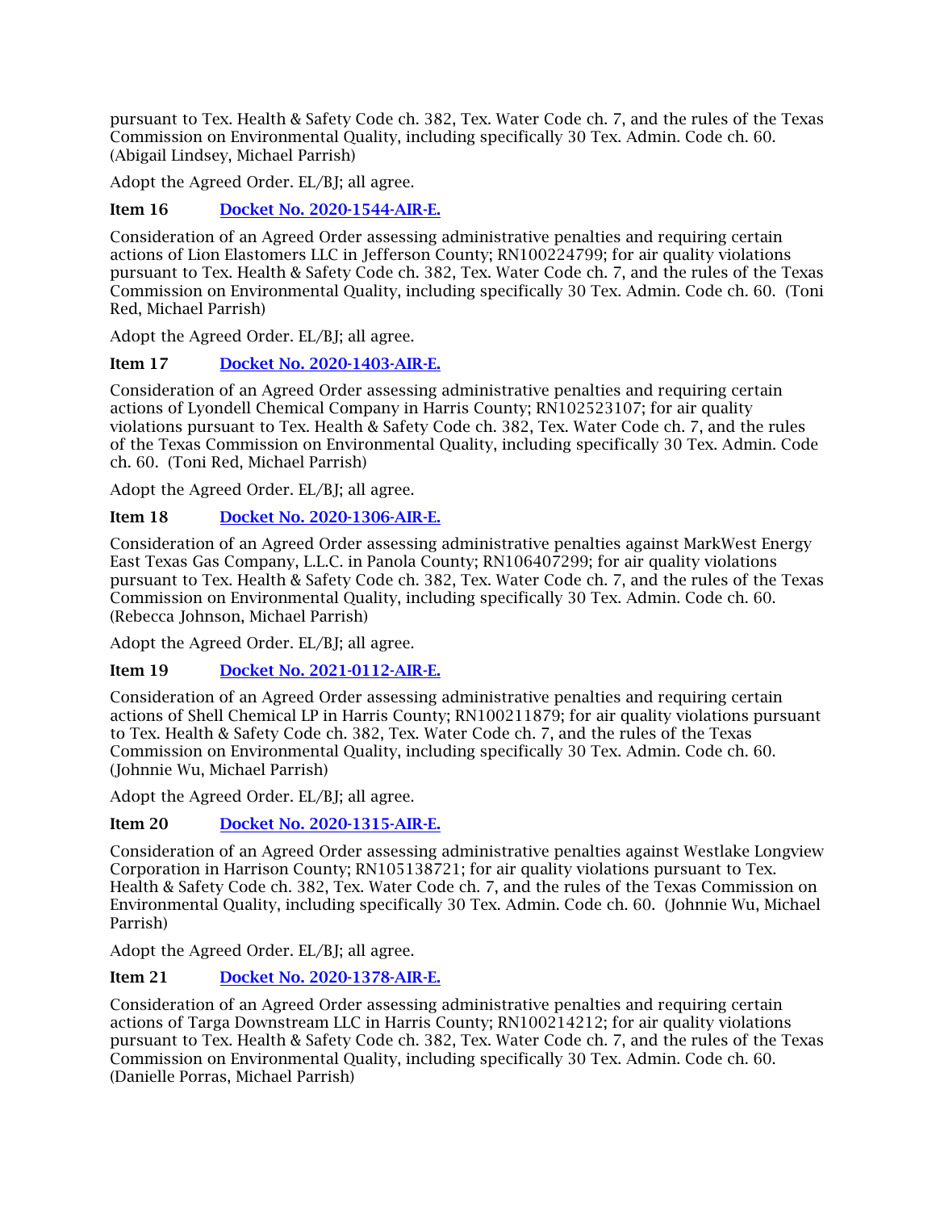pursuant to Tex. Health & Safety Code ch. 382, Tex. Water Code ch. 7, and the rules of the Texas Commission on Environmental Quality, including specifically 30 Tex. Admin. Code ch. 60. (Abigail Lindsey, Michael Parrish)

Adopt the Agreed Order. EL/BJ; all agree.

**Item 16** [Docket No. 2020-1544-AIR-E.]

Consideration of an Agreed Order assessing administrative penalties and requiring certain actions of Lion Elastomers LLC in Jefferson County; RN100224799; for air quality violations pursuant to Tex. Health & Safety Code ch. 382, Tex. Water Code ch. 7, and the rules of the Texas Commission on Environmental Quality, including specifically 30 Tex. Admin. Code ch. 60. (Toni Red, Michael Parrish)

Adopt the Agreed Order. EL/BJ; all agree.

**Item 17** [Docket No. 2020-1403-AIR-E.]

Consideration of an Agreed Order assessing administrative penalties and requiring certain actions of Lyondell Chemical Company in Harris County; RN102523107; for air quality violations pursuant to Tex. Health & Safety Code ch. 382, Tex. Water Code ch. 7, and the rules of the Texas Commission on Environmental Quality, including specifically 30 Tex. Admin. Code ch. 60. (Toni Red, Michael Parrish)

Adopt the Agreed Order. EL/BJ; all agree.

**Item 18** [Docket No. 2020-1306-AIR-E.]

Consideration of an Agreed Order assessing administrative penalties against MarkWest Energy East Texas Gas Company, L.L.C. in Panola County; RN106407299; for air quality violations pursuant to Tex. Health & Safety Code ch. 382, Tex. Water Code ch. 7, and the rules of the Texas Commission on Environmental Quality, including specifically 30 Tex. Admin. Code ch. 60. (Rebecca Johnson, Michael Parrish)

Adopt the Agreed Order. EL/BJ; all agree.

**Item 19** [Docket No. 2021-0112-AIR-E.]

Consideration of an Agreed Order assessing administrative penalties and requiring certain actions of Shell Chemical LP in Harris County; RN100211879; for air quality violations pursuant to Tex. Health & Safety Code ch. 382, Tex. Water Code ch. 7, and the rules of the Texas Commission on Environmental Quality, including specifically 30 Tex. Admin. Code ch. 60. (Johnnie Wu, Michael Parrish)

Adopt the Agreed Order. EL/BJ; all agree.

**Item 20** [Docket No. 2020-1315-AIR-E.]

Consideration of an Agreed Order assessing administrative penalties against Westlake Longview Corporation in Harrison County; RN105138721; for air quality violations pursuant to Tex. Health & Safety Code ch. 382, Tex. Water Code ch. 7, and the rules of the Texas Commission on Environmental Quality, including specifically 30 Tex. Admin. Code ch. 60. (Johnnie Wu, Michael Parrish)

Adopt the Agreed Order. EL/BJ; all agree.

**Item 21** [Docket No. 2020-1378-AIR-E.]

Consideration of an Agreed Order assessing administrative penalties and requiring certain actions of Targa Downstream LLC in Harris County; RN100214212; for air quality violations pursuant to Tex. Health & Safety Code ch. 382, Tex. Water Code ch. 7, and the rules of the Texas Commission on Environmental Quality, including specifically 30 Tex. Admin. Code ch. 60. (Danielle Porras, Michael Parrish)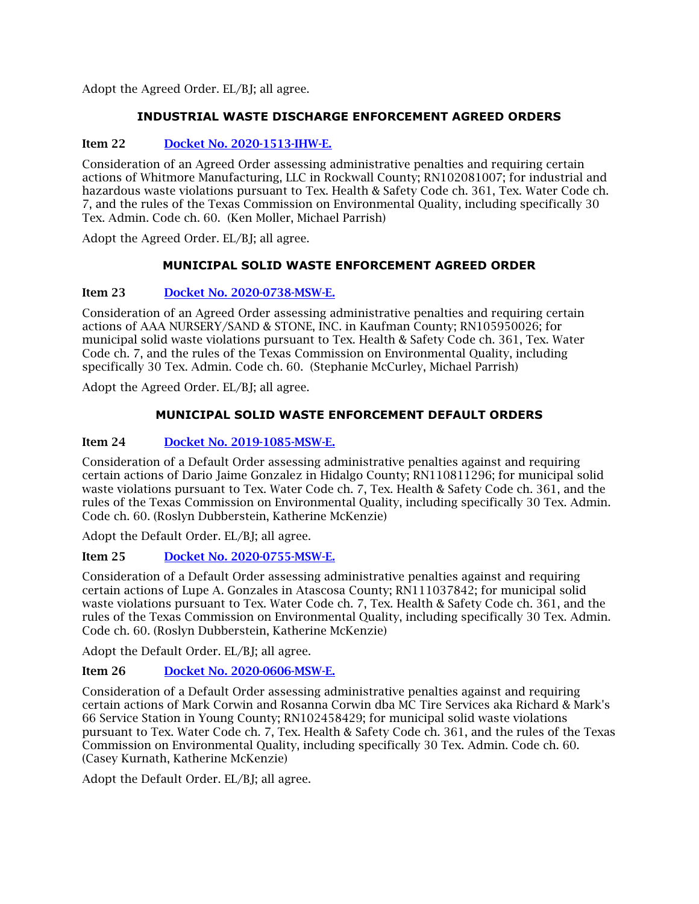Adopt the Agreed Order. EL/BJ; all agree.

## INDUSTRIAL WASTE DISCHARGE ENFORCEMENT AGREED ORDERS

**Item 22** [Docket No. 2020-1513-IHW-E.]

Consideration of an Agreed Order assessing administrative penalties and requiring certain actions of Whitmore Manufacturing, LLC in Rockwall County; RN102081007; for industrial and hazardous waste violations pursuant to Tex. Health & Safety Code ch. 361, Tex. Water Code ch. 7, and the rules of the Texas Commission on Environmental Quality, including specifically 30 Tex. Admin. Code ch. 60. (Ken Moller, Michael Parrish)

Adopt the Agreed Order. EL/BJ; all agree.

## MUNICIPAL SOLID WASTE ENFORCEMENT AGREED ORDER

**Item 23** [Docket No. 2020-0738-MSW-E.]

Consideration of an Agreed Order assessing administrative penalties and requiring certain actions of AAA NURSERY/SAND & STONE, INC. in Kaufman County; RN105950026; for municipal solid waste violations pursuant to Tex. Health & Safety Code ch. 361, Tex. Water Code ch. 7, and the rules of the Texas Commission on Environmental Quality, including specifically 30 Tex. Admin. Code ch. 60. (Stephanie McCurley, Michael Parrish)

Adopt the Agreed Order. EL/BJ; all agree.

## MUNICIPAL SOLID WASTE ENFORCEMENT DEFAULT ORDERS

**Item 24** [Docket No. 2019-1085-MSW-E.]

Consideration of a Default Order assessing administrative penalties against and requiring certain actions of Dario Jaime Gonzalez in Hidalgo County; RN110811296; for municipal solid waste violations pursuant to Tex. Water Code ch. 7, Tex. Health & Safety Code ch. 361, and the rules of the Texas Commission on Environmental Quality, including specifically 30 Tex. Admin. Code ch. 60. (Roslyn Dubberstein, Katherine McKenzie)

Adopt the Default Order. EL/BJ; all agree.

**Item 25** [Docket No. 2020-0755-MSW-E.]

Consideration of a Default Order assessing administrative penalties against and requiring certain actions of Lupe A. Gonzales in Atascosa County; RN111037842; for municipal solid waste violations pursuant to Tex. Water Code ch. 7, Tex. Health & Safety Code ch. 361, and the rules of the Texas Commission on Environmental Quality, including specifically 30 Tex. Admin. Code ch. 60. (Roslyn Dubberstein, Katherine McKenzie)

Adopt the Default Order. EL/BJ; all agree.

**Item 26** [Docket No. 2020-0606-MSW-E.]

Consideration of a Default Order assessing administrative penalties against and requiring certain actions of Mark Corwin and Rosanna Corwin dba MC Tire Services aka Richard & Mark's 66 Service Station in Young County; RN102458429; for municipal solid waste violations pursuant to Tex. Water Code ch. 7, Tex. Health & Safety Code ch. 361, and the rules of the Texas Commission on Environmental Quality, including specifically 30 Tex. Admin. Code ch. 60. (Casey Kurnath, Katherine McKenzie)

Adopt the Default Order. EL/BJ; all agree.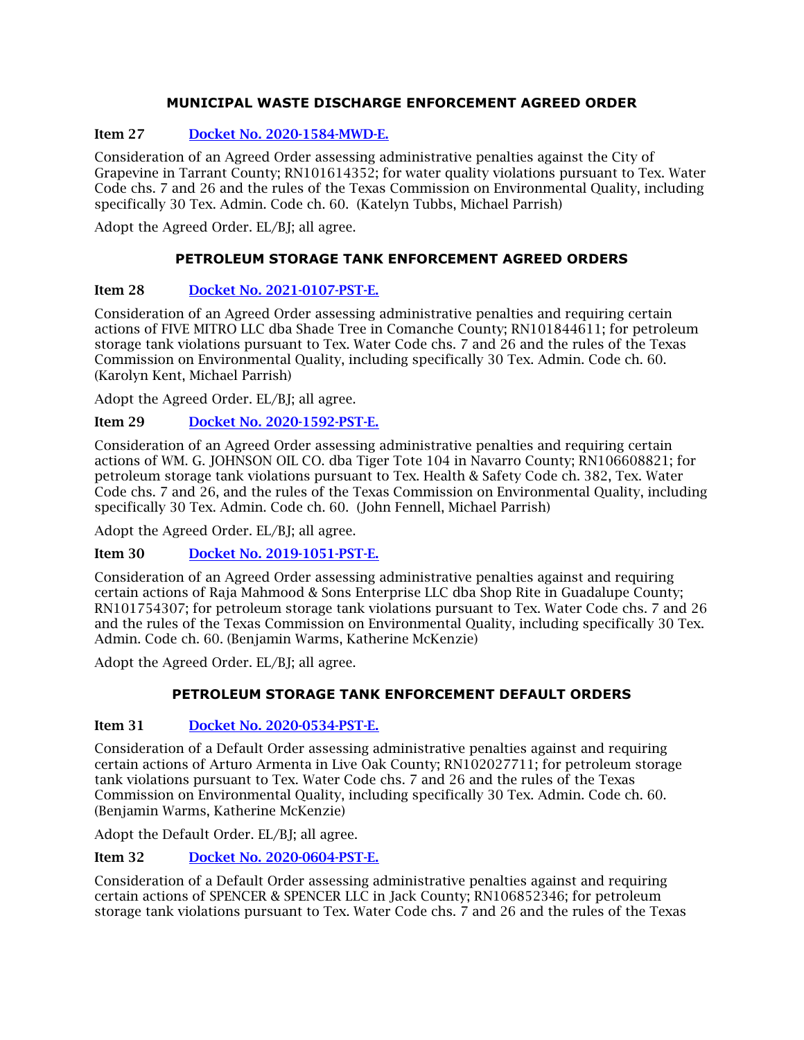### MUNICIPAL WASTE DISCHARGE ENFORCEMENT AGREED ORDER

**Item 27** [Docket No. 2020-1584-MWD-E.]

Consideration of an Agreed Order assessing administrative penalties against the City of Grapevine in Tarrant County; RN101614352; for water quality violations pursuant to Tex. Water Code chs. 7 and 26 and the rules of the Texas Commission on Environmental Quality, including specifically 30 Tex. Admin. Code ch. 60. (Katelyn Tubbs, Michael Parrish)

Adopt the Agreed Order. EL/BJ; all agree.

### PETROLEUM STORAGE TANK ENFORCEMENT AGREED ORDERS

**Item 28** [Docket No. 2021-0107-PST-E.]

Consideration of an Agreed Order assessing administrative penalties and requiring certain actions of FIVE MITRO LLC dba Shade Tree in Comanche County; RN101844611; for petroleum storage tank violations pursuant to Tex. Water Code chs. 7 and 26 and the rules of the Texas Commission on Environmental Quality, including specifically 30 Tex. Admin. Code ch. 60. (Karolyn Kent, Michael Parrish)

Adopt the Agreed Order. EL/BJ; all agree.

**Item 29** [Docket No. 2020-1592-PST-E.]

Consideration of an Agreed Order assessing administrative penalties and requiring certain actions of WM. G. JOHNSON OIL CO. dba Tiger Tote 104 in Navarro County; RN106608821; for petroleum storage tank violations pursuant to Tex. Health & Safety Code ch. 382, Tex. Water Code chs. 7 and 26, and the rules of the Texas Commission on Environmental Quality, including specifically 30 Tex. Admin. Code ch. 60. (John Fennell, Michael Parrish)

Adopt the Agreed Order. EL/BJ; all agree.

**Item 30** [Docket No. 2019-1051-PST-E.]

Consideration of an Agreed Order assessing administrative penalties against and requiring certain actions of Raja Mahmood & Sons Enterprise LLC dba Shop Rite in Guadalupe County; RN101754307; for petroleum storage tank violations pursuant to Tex. Water Code chs. 7 and 26 and the rules of the Texas Commission on Environmental Quality, including specifically 30 Tex. Admin. Code ch. 60. (Benjamin Warms, Katherine McKenzie)

Adopt the Agreed Order. EL/BJ; all agree.

### PETROLEUM STORAGE TANK ENFORCEMENT DEFAULT ORDERS

**Item 31** [Docket No. 2020-0534-PST-E.]

Consideration of a Default Order assessing administrative penalties against and requiring certain actions of Arturo Armenta in Live Oak County; RN102027711; for petroleum storage tank violations pursuant to Tex. Water Code chs. 7 and 26 and the rules of the Texas Commission on Environmental Quality, including specifically 30 Tex. Admin. Code ch. 60. (Benjamin Warms, Katherine McKenzie)

Adopt the Default Order. EL/BJ; all agree.

**Item 32** [Docket No. 2020-0604-PST-E.]

Consideration of a Default Order assessing administrative penalties against and requiring certain actions of SPENCER & SPENCER LLC in Jack County; RN106852346; for petroleum storage tank violations pursuant to Tex. Water Code chs. 7 and 26 and the rules of the Texas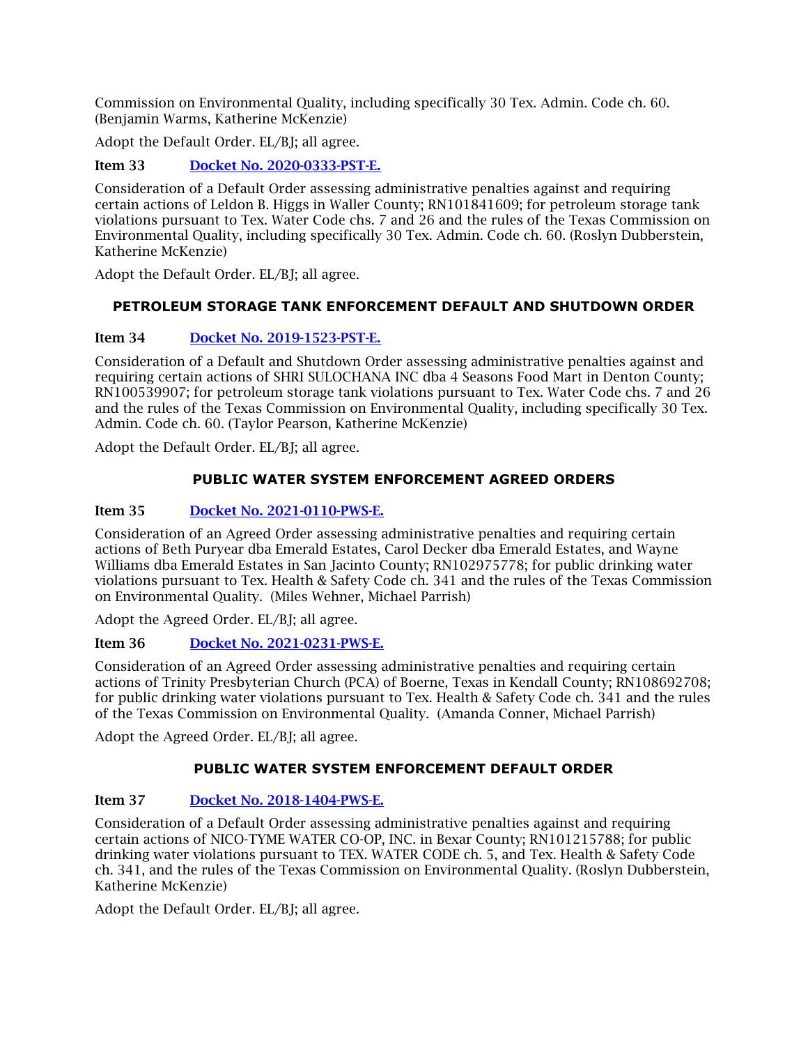Commission on Environmental Quality, including specifically 30 Tex. Admin. Code ch. 60. (Benjamin Warms, Katherine McKenzie)

Adopt the Default Order. EL/BJ; all agree.

**Item 33** [Docket No. 2020-0333-PST-E.]

Consideration of a Default Order assessing administrative penalties against and requiring certain actions of Leldon B. Higgs in Waller County; RN101841609; for petroleum storage tank violations pursuant to Tex. Water Code chs. 7 and 26 and the rules of the Texas Commission on Environmental Quality, including specifically 30 Tex. Admin. Code ch. 60. (Roslyn Dubberstein, Katherine McKenzie)

Adopt the Default Order. EL/BJ; all agree.

### PETROLEUM STORAGE TANK ENFORCEMENT DEFAULT AND SHUTDOWN ORDER

**Item 34** [Docket No. 2019-1523-PST-E.]

Consideration of a Default and Shutdown Order assessing administrative penalties against and requiring certain actions of SHRI SULOCHANA INC dba 4 Seasons Food Mart in Denton County; RN100539907; for petroleum storage tank violations pursuant to Tex. Water Code chs. 7 and 26 and the rules of the Texas Commission on Environmental Quality, including specifically 30 Tex. Admin. Code ch. 60. (Taylor Pearson, Katherine McKenzie)

Adopt the Default Order. EL/BJ; all agree.

### PUBLIC WATER SYSTEM ENFORCEMENT AGREED ORDERS

**Item 35** [Docket No. 2021-0110-PWS-E.]

Consideration of an Agreed Order assessing administrative penalties and requiring certain actions of Beth Puryear dba Emerald Estates, Carol Decker dba Emerald Estates, and Wayne Williams dba Emerald Estates in San Jacinto County; RN102975778; for public drinking water violations pursuant to Tex. Health & Safety Code ch. 341 and the rules of the Texas Commission on Environmental Quality. (Miles Wehner, Michael Parrish)

Adopt the Agreed Order. EL/BJ; all agree.

**Item 36** [Docket No. 2021-0231-PWS-E.]

Consideration of an Agreed Order assessing administrative penalties and requiring certain actions of Trinity Presbyterian Church (PCA) of Boerne, Texas in Kendall County; RN108692708; for public drinking water violations pursuant to Tex. Health & Safety Code ch. 341 and the rules of the Texas Commission on Environmental Quality. (Amanda Conner, Michael Parrish)

Adopt the Agreed Order. EL/BJ; all agree.

### PUBLIC WATER SYSTEM ENFORCEMENT DEFAULT ORDER

**Item 37** [Docket No. 2018-1404-PWS-E.]

Consideration of a Default Order assessing administrative penalties against and requiring certain actions of NICO-TYME WATER CO-OP, INC. in Bexar County; RN101215788; for public drinking water violations pursuant to TEX. WATER CODE ch. 5, and Tex. Health & Safety Code ch. 341, and the rules of the Texas Commission on Environmental Quality. (Roslyn Dubberstein, Katherine McKenzie)

Adopt the Default Order. EL/BJ; all agree.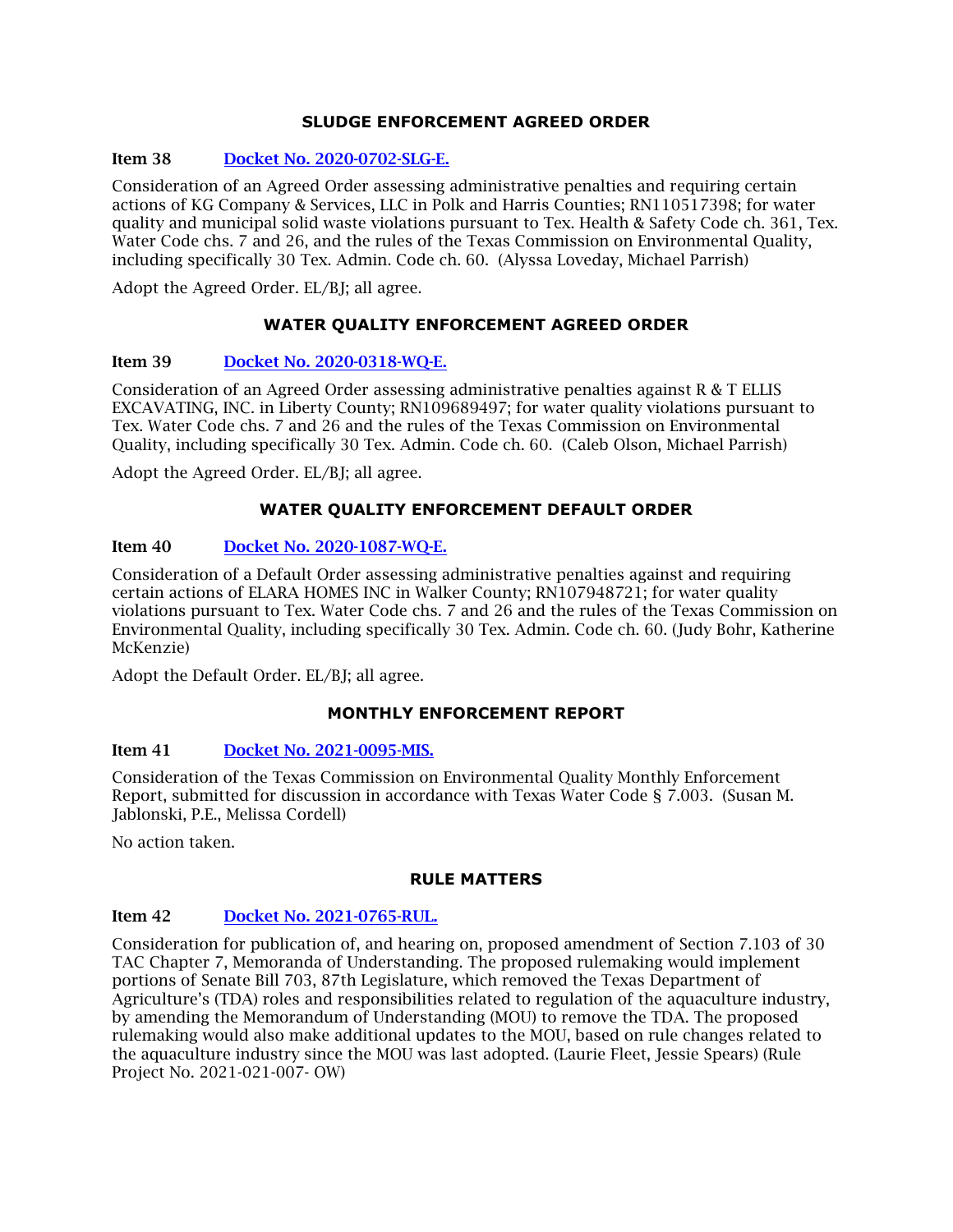## SLUDGE ENFORCEMENT AGREED ORDER

**Item 38** [Docket No. 2020-0702-SLG-E.]

Consideration of an Agreed Order assessing administrative penalties and requiring certain actions of KG Company & Services, LLC in Polk and Harris Counties; RN110517398; for water quality and municipal solid waste violations pursuant to Tex. Health & Safety Code ch. 361, Tex. Water Code chs. 7 and 26, and the rules of the Texas Commission on Environmental Quality, including specifically 30 Tex. Admin. Code ch. 60. (Alyssa Loveday, Michael Parrish)

Adopt the Agreed Order. EL/BJ; all agree.

## WATER QUALITY ENFORCEMENT AGREED ORDER

**Item 39** [Docket No. 2020-0318-WQ-E.]

Consideration of an Agreed Order assessing administrative penalties against R & T ELLIS EXCAVATING, INC. in Liberty County; RN109689497; for water quality violations pursuant to Tex. Water Code chs. 7 and 26 and the rules of the Texas Commission on Environmental Quality, including specifically 30 Tex. Admin. Code ch. 60. (Caleb Olson, Michael Parrish)

Adopt the Agreed Order. EL/BJ; all agree.

## WATER QUALITY ENFORCEMENT DEFAULT ORDER

**Item 40** [Docket No. 2020-1087-WQ-E.]

Consideration of a Default Order assessing administrative penalties against and requiring certain actions of ELARA HOMES INC in Walker County; RN107948721; for water quality violations pursuant to Tex. Water Code chs. 7 and 26 and the rules of the Texas Commission on Environmental Quality, including specifically 30 Tex. Admin. Code ch. 60. (Judy Bohr, Katherine McKenzie)

Adopt the Default Order. EL/BJ; all agree.

## MONTHLY ENFORCEMENT REPORT

**Item 41** [Docket No. 2021-0095-MIS.]

Consideration of the Texas Commission on Environmental Quality Monthly Enforcement Report, submitted for discussion in accordance with Texas Water Code § 7.003. (Susan M. Jablonski, P.E., Melissa Cordell)

No action taken.

## RULE MATTERS

**Item 42** [Docket No. 2021-0765-RUL.]

Consideration for publication of, and hearing on, proposed amendment of Section 7.103 of 30 TAC Chapter 7, Memoranda of Understanding. The proposed rulemaking would implement portions of Senate Bill 703, 87th Legislature, which removed the Texas Department of Agriculture's (TDA) roles and responsibilities related to regulation of the aquaculture industry, by amending the Memorandum of Understanding (MOU) to remove the TDA. The proposed rulemaking would also make additional updates to the MOU, based on rule changes related to the aquaculture industry since the MOU was last adopted. (Laurie Fleet, Jessie Spears) (Rule Project No. 2021-021-007- OW)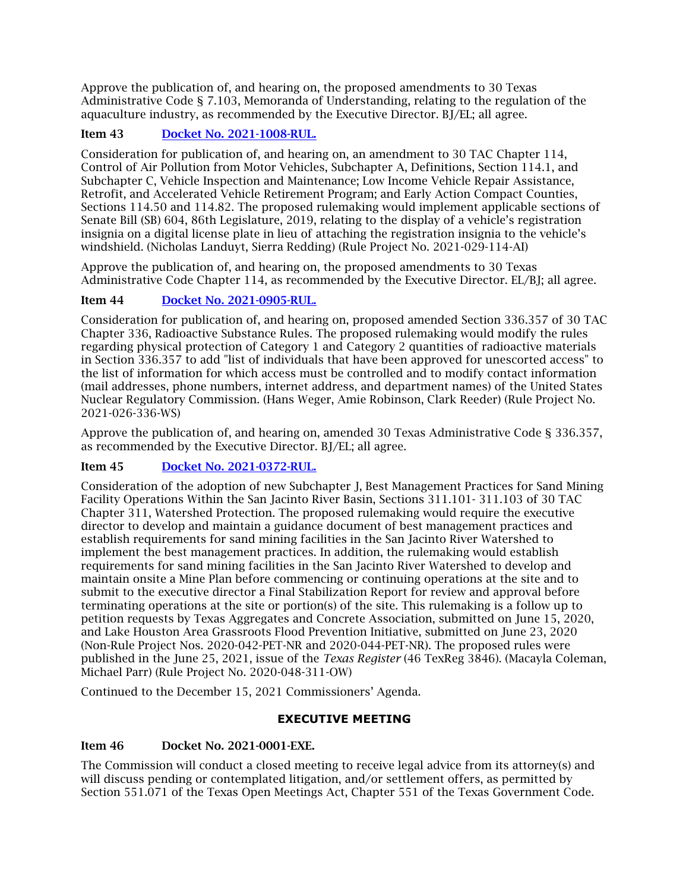Approve the publication of, and hearing on, the proposed amendments to 30 Texas Administrative Code § 7.103, Memoranda of Understanding, relating to the regulation of the aquaculture industry, as recommended by the Executive Director. BJ/EL; all agree.

**Item 43 Docket No. 2021-1008-RUL.**

Consideration for publication of, and hearing on, an amendment to 30 TAC Chapter 114, Control of Air Pollution from Motor Vehicles, Subchapter A, Definitions, Section 114.1, and Subchapter C, Vehicle Inspection and Maintenance; Low Income Vehicle Repair Assistance, Retrofit, and Accelerated Vehicle Retirement Program; and Early Action Compact Counties, Sections 114.50 and 114.82. The proposed rulemaking would implement applicable sections of Senate Bill (SB) 604, 86th Legislature, 2019, relating to the display of a vehicle's registration insignia on a digital license plate in lieu of attaching the registration insignia to the vehicle's windshield. (Nicholas Landuyt, Sierra Redding) (Rule Project No. 2021-029-114-AI)

Approve the publication of, and hearing on, the proposed amendments to 30 Texas Administrative Code Chapter 114, as recommended by the Executive Director. EL/BJ; all agree.

**Item 44 Docket No. 2021-0905-RUL.**

Consideration for publication of, and hearing on, proposed amended Section 336.357 of 30 TAC Chapter 336, Radioactive Substance Rules. The proposed rulemaking would modify the rules regarding physical protection of Category 1 and Category 2 quantities of radioactive materials in Section 336.357 to add "list of individuals that have been approved for unescorted access" to the list of information for which access must be controlled and to modify contact information (mail addresses, phone numbers, internet address, and department names) of the United States Nuclear Regulatory Commission. (Hans Weger, Amie Robinson, Clark Reeder) (Rule Project No. 2021-026-336-WS)

Approve the publication of, and hearing on, amended 30 Texas Administrative Code § 336.357, as recommended by the Executive Director. BJ/EL; all agree.

**Item 45 Docket No. 2021-0372-RUL.**

Consideration of the adoption of new Subchapter J, Best Management Practices for Sand Mining Facility Operations Within the San Jacinto River Basin, Sections 311.101- 311.103 of 30 TAC Chapter 311, Watershed Protection. The proposed rulemaking would require the executive director to develop and maintain a guidance document of best management practices and establish requirements for sand mining facilities in the San Jacinto River Watershed to implement the best management practices. In addition, the rulemaking would establish requirements for sand mining facilities in the San Jacinto River Watershed to develop and maintain onsite a Mine Plan before commencing or continuing operations at the site and to submit to the executive director a Final Stabilization Report for review and approval before terminating operations at the site or portion(s) of the site. This rulemaking is a follow up to petition requests by Texas Aggregates and Concrete Association, submitted on June 15, 2020, and Lake Houston Area Grassroots Flood Prevention Initiative, submitted on June 23, 2020 (Non-Rule Project Nos. 2020-042-PET-NR and 2020-044-PET-NR). The proposed rules were published in the June 25, 2021, issue of the *Texas Register* (46 TexReg 3846). (Macayla Coleman, Michael Parr) (Rule Project No. 2020-048-311-OW)

Continued to the December 15, 2021 Commissioners' Agenda.

## EXECUTIVE MEETING

**Item 46 Docket No. 2021-0001-EXE.**

The Commission will conduct a closed meeting to receive legal advice from its attorney(s) and will discuss pending or contemplated litigation, and/or settlement offers, as permitted by Section 551.071 of the Texas Open Meetings Act, Chapter 551 of the Texas Government Code.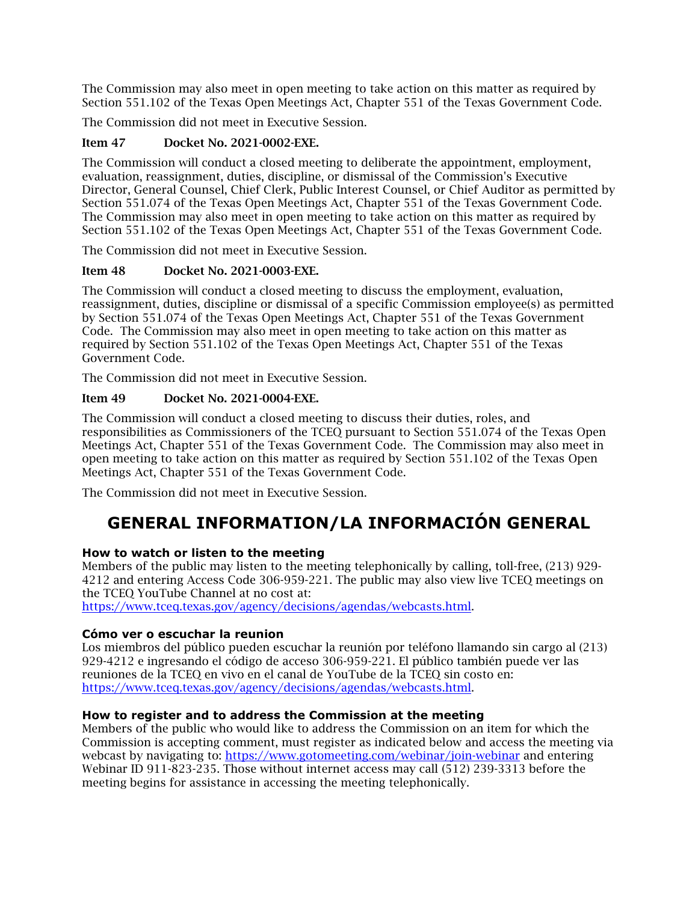The Commission may also meet in open meeting to take action on this matter as required by Section 551.102 of the Texas Open Meetings Act, Chapter 551 of the Texas Government Code.

The Commission did not meet in Executive Session.

**Item 47 Docket No. 2021-0002-EXE.**

The Commission will conduct a closed meeting to deliberate the appointment, employment, evaluation, reassignment, duties, discipline, or dismissal of the Commission's Executive Director, General Counsel, Chief Clerk, Public Interest Counsel, or Chief Auditor as permitted by Section 551.074 of the Texas Open Meetings Act, Chapter 551 of the Texas Government Code. The Commission may also meet in open meeting to take action on this matter as required by Section 551.102 of the Texas Open Meetings Act, Chapter 551 of the Texas Government Code.

The Commission did not meet in Executive Session.

**Item 48 Docket No. 2021-0003-EXE.**

The Commission will conduct a closed meeting to discuss the employment, evaluation, reassignment, duties, discipline or dismissal of a specific Commission employee(s) as permitted by Section 551.074 of the Texas Open Meetings Act, Chapter 551 of the Texas Government Code. The Commission may also meet in open meeting to take action on this matter as required by Section 551.102 of the Texas Open Meetings Act, Chapter 551 of the Texas Government Code.

The Commission did not meet in Executive Session.

**Item 49 Docket No. 2021-0004-EXE.**

The Commission will conduct a closed meeting to discuss their duties, roles, and responsibilities as Commissioners of the TCEQ pursuant to Section 551.074 of the Texas Open Meetings Act, Chapter 551 of the Texas Government Code. The Commission may also meet in open meeting to take action on this matter as required by Section 551.102 of the Texas Open Meetings Act, Chapter 551 of the Texas Government Code.

The Commission did not meet in Executive Session.

# GENERAL INFORMATION/LA INFORMACIÓN GENERAL

**How to watch or listen to the meeting**

Members of the public may listen to the meeting telephonically by calling, toll-free, (213) 929-4212 and entering Access Code 306-959-221. The public may also view live TCEQ meetings on the TCEQ YouTube Channel at no cost at: https://www.tceq.texas.gov/agency/decisions/agendas/webcasts.html.

**Cómo ver o escuchar la reunion**

Los miembros del público pueden escuchar la reunión por teléfono llamando sin cargo al (213) 929-4212 e ingresando el código de acceso 306-959-221. El público también puede ver las reuniones de la TCEQ en vivo en el canal de YouTube de la TCEQ sin costo en: https://www.tceq.texas.gov/agency/decisions/agendas/webcasts.html.

**How to register and to address the Commission at the meeting**

Members of the public who would like to address the Commission on an item for which the Commission is accepting comment, must register as indicated below and access the meeting via webcast by navigating to: https://www.gotomeeting.com/webinar/join-webinar and entering Webinar ID 911-823-235. Those without internet access may call (512) 239-3313 before the meeting begins for assistance in accessing the meeting telephonically.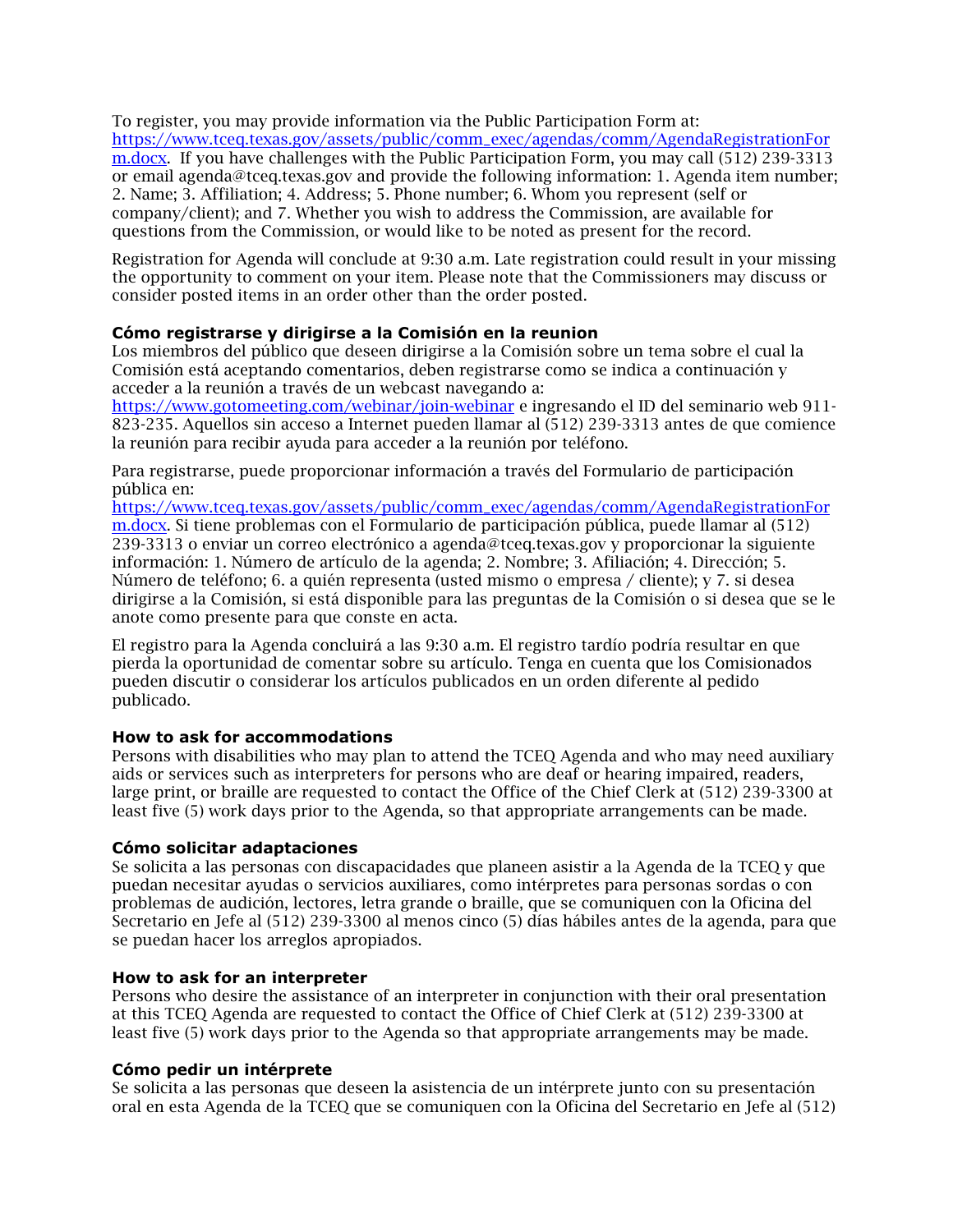To register, you may provide information via the Public Participation Form at: [https://www.tceq.texas.gov/assets/public/comm_exec/agendas/comm/AgendaRegistrationForm.docx](https://www.tceq.texas.gov/assets/public/comm_exec/agendas/comm/AgendaRegistrationForm.docx). If you have challenges with the Public Participation Form, you may call (512) 239-3313 or email agenda@tceq.texas.gov and provide the following information: 1. Agenda item number; 2. Name; 3. Affiliation; 4. Address; 5. Phone number; 6. Whom you represent (self or company/client); and 7. Whether you wish to address the Commission, are available for questions from the Commission, or would like to be noted as present for the record.

Registration for Agenda will conclude at 9:30 a.m. Late registration could result in your missing the opportunity to comment on your item. Please note that the Commissioners may discuss or consider posted items in an order other than the order posted.

**Cómo registrarse y dirigirse a la Comisión en la reunion**
Los miembros del público que deseen dirigirse a la Comisión sobre un tema sobre el cual la Comisión está aceptando comentarios, deben registrarse como se indica a continuación y acceder a la reunión a través de un webcast navegando a: [https://www.gotomeeting.com/webinar/join-webinar](https://www.gotomeeting.com/webinar/join-webinar) e ingresando el ID del seminario web 911-823-235. Aquellos sin acceso a Internet pueden llamar al (512) 239-3313 antes de que comience la reunión para recibir ayuda para acceder a la reunión por teléfono.

Para registrarse, puede proporcionar información a través del Formulario de participación pública en: [https://www.tceq.texas.gov/assets/public/comm_exec/agendas/comm/AgendaRegistrationForm.docx](https://www.tceq.texas.gov/assets/public/comm_exec/agendas/comm/AgendaRegistrationForm.docx). Si tiene problemas con el Formulario de participación pública, puede llamar al (512) 239-3313 o enviar un correo electrónico a agenda@tceq.texas.gov y proporcionar la siguiente información: 1. Número de artículo de la agenda; 2. Nombre; 3. Afiliación; 4. Dirección; 5. Número de teléfono; 6. a quién representa (usted mismo o empresa / cliente); y 7. si desea dirigirse a la Comisión, si está disponible para las preguntas de la Comisión o si desea que se le anote como presente para que conste en acta.

El registro para la Agenda concluirá a las 9:30 a.m. El registro tardío podría resultar en que pierda la oportunidad de comentar sobre su artículo. Tenga en cuenta que los Comisionados pueden discutir o considerar los artículos publicados en un orden diferente al pedido publicado.

**How to ask for accommodations**
Persons with disabilities who may plan to attend the TCEQ Agenda and who may need auxiliary aids or services such as interpreters for persons who are deaf or hearing impaired, readers, large print, or braille are requested to contact the Office of the Chief Clerk at (512) 239-3300 at least five (5) work days prior to the Agenda, so that appropriate arrangements can be made.

**Cómo solicitar adaptaciones**
Se solicita a las personas con discapacidades que planeen asistir a la Agenda de la TCEQ y que puedan necesitar ayudas o servicios auxiliares, como intérpretes para personas sordas o con problemas de audición, lectores, letra grande o braille, que se comuniquen con la Oficina del Secretario en Jefe al (512) 239-3300 al menos cinco (5) días hábiles antes de la agenda, para que se puedan hacer los arreglos apropiados.

**How to ask for an interpreter**
Persons who desire the assistance of an interpreter in conjunction with their oral presentation at this TCEQ Agenda are requested to contact the Office of Chief Clerk at (512) 239-3300 at least five (5) work days prior to the Agenda so that appropriate arrangements may be made.

**Cómo pedir un intérprete**
Se solicita a las personas que deseen la asistencia de un intérprete junto con su presentación oral en esta Agenda de la TCEQ que se comuniquen con la Oficina del Secretario en Jefe al (512)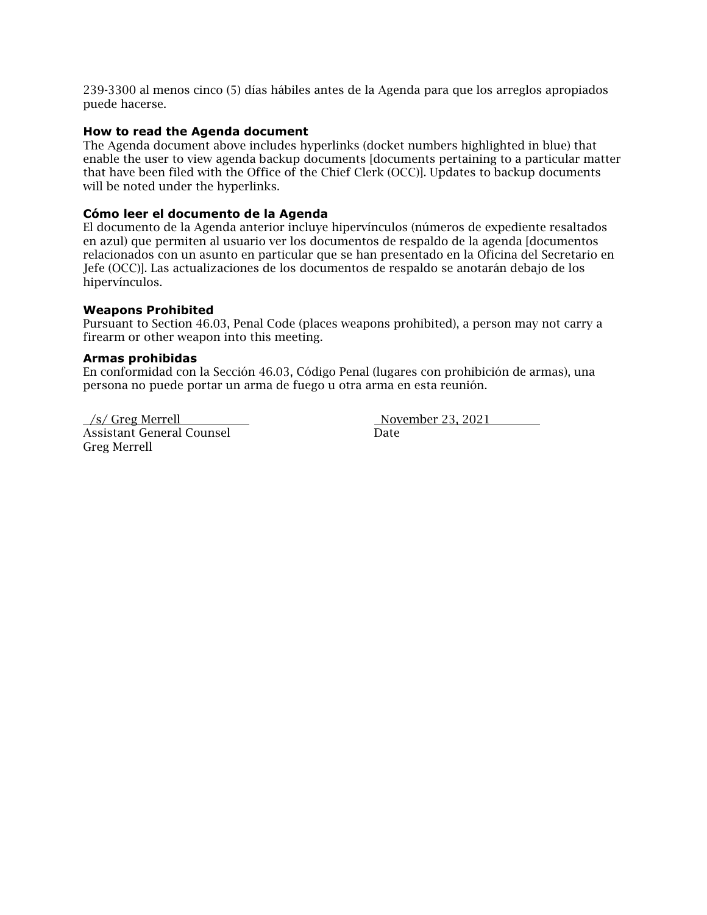239-3300 al menos cinco (5) días hábiles antes de la Agenda para que los arreglos apropiados puede hacerse.

**How to read the Agenda document**
The Agenda document above includes hyperlinks (docket numbers highlighted in blue) that enable the user to view agenda backup documents [documents pertaining to a particular matter that have been filed with the Office of the Chief Clerk (OCC)]. Updates to backup documents will be noted under the hyperlinks.

**Cómo leer el documento de la Agenda**
El documento de la Agenda anterior incluye hipervínculos (números de expediente resaltados en azul) que permiten al usuario ver los documentos de respaldo de la agenda [documentos relacionados con un asunto en particular que se han presentado en la Oficina del Secretario en Jefe (OCC)]. Las actualizaciones de los documentos de respaldo se anotarán debajo de los hipervínculos.

**Weapons Prohibited**
Pursuant to Section 46.03, Penal Code (places weapons prohibited), a person may not carry a firearm or other weapon into this meeting.

**Armas prohibidas**
En conformidad con la Sección 46.03, Código Penal (lugares con prohibición de armas), una persona no puede portar un arma de fuego u otra arma en esta reunión.

/s/ Greg Merrell
Assistant General Counsel
Greg Merrell

November 23, 2021
Date